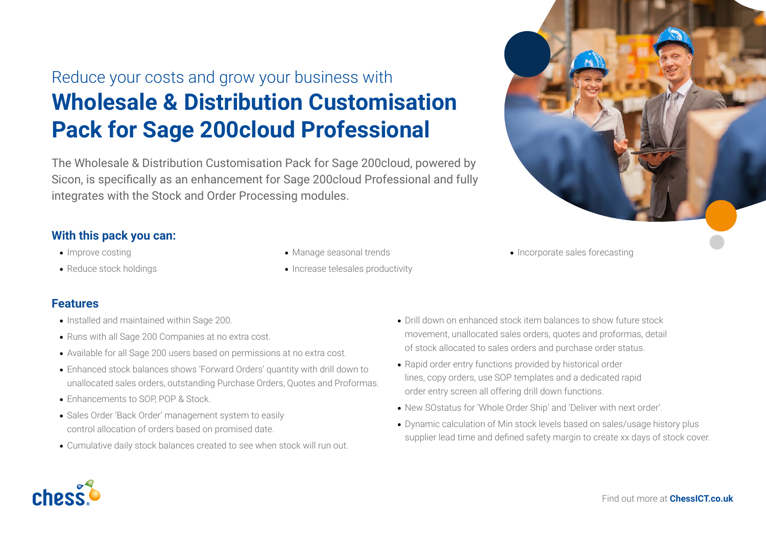Reduce your costs and grow your business with

# Wholesale & Distribution Customisation Pack for Sage 200cloud Professional

The Wholesale & Distribution Customisation Pack for Sage 200cloud, powered by Sicon, is specifically as an enhancement for Sage 200cloud Professional and fully integrates with the Stock and Order Processing modules.

## With this pack you can:

- Improve costing
- Reduce stock holdings
- Manage seasonal trends
- Increase telesales productivity
- Incorporate sales forecasting

## Features

- Installed and maintained within Sage 200.
- Runs with all Sage 200 Companies at no extra cost.
- Available for all Sage 200 users based on permissions at no extra cost.
- Enhanced stock balances shows 'Forward Orders' quantity with drill down to unallocated sales orders, outstanding Purchase Orders, Quotes and Proformas.
- Enhancements to SOP, POP & Stock.
- Sales Order 'Back Order' management system to easily control allocation of orders based on promised date.
- Cumulative daily stock balances created to see when stock will run out.
- Drill down on enhanced stock item balances to show future stock movement, unallocated sales orders, quotes and proformas, detail of stock allocated to sales orders and purchase order status.
- Rapid order entry functions provided by historical order lines, copy orders, use SOP templates and a dedicated rapid order entry screen all offering drill down functions.
- New SOstatus for 'Whole Order Ship' and 'Deliver with next order'.
- Dynamic calculation of Min stock levels based on sales/usage history plus supplier lead time and defined safety margin to create xx days of stock cover.

Find out more at **ChessICT.co.uk**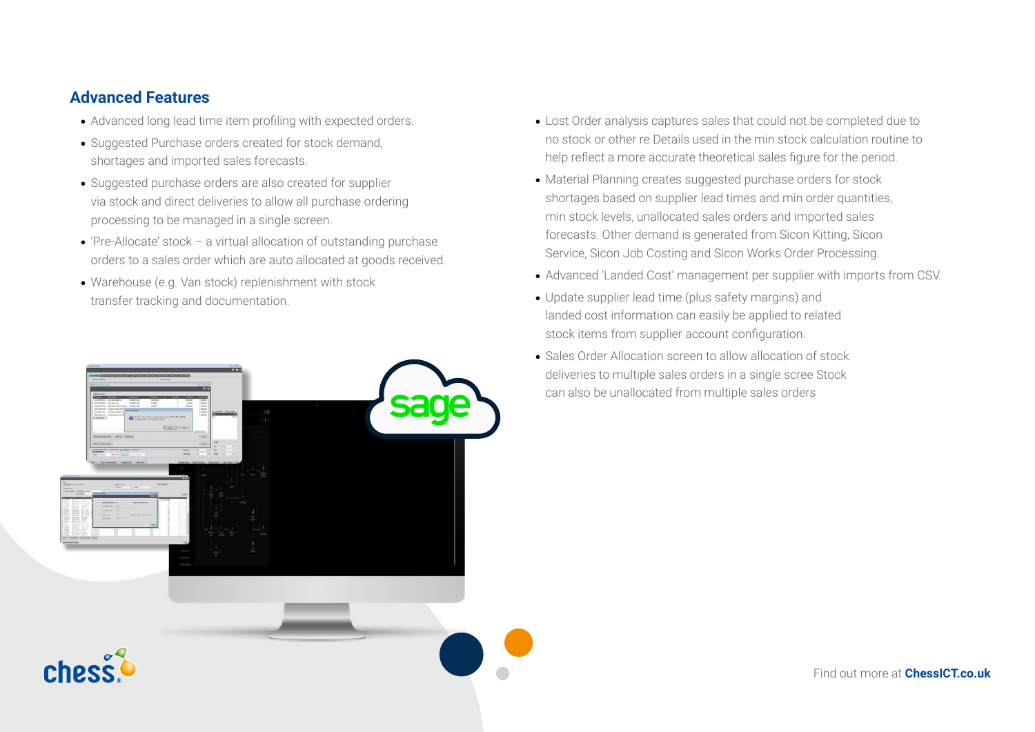## Advanced Features

- Advanced long lead time item profiling with expected orders.
- Suggested Purchase orders created for stock demand, shortages and imported sales forecasts.
- Suggested purchase orders are also created for supplier via stock and direct deliveries to allow all purchase ordering processing to be managed in a single screen.
- 'Pre-Allocate' stock – a virtual allocation of outstanding purchase orders to a sales order which are auto allocated at goods received.
- Warehouse (e.g. Van stock) replenishment with stock transfer tracking and documentation.
- Lost Order analysis captures sales that could not be completed due to no stock or other re Details used in the min stock calculation routine to help reflect a more accurate theoretical sales figure for the period.
- Material Planning creates suggested purchase orders for stock shortages based on supplier lead times and min order quantities, min stock levels, unallocated sales orders and imported sales forecasts. Other demand is generated from Sicon Kitting, Sicon Service, Sicon Job Costing and Sicon Works Order Processing.
- Advanced 'Landed Cost' management per supplier with imports from CSV.
- Update supplier lead time (plus safety margins) and landed cost information can easily be applied to related stock items from supplier account configuration.
- Sales Order Allocation screen to allow allocation of stock deliveries to multiple sales orders in a single scree Stock can also be unallocated from multiple sales orders

Find out more at **ChessICT.co.uk**